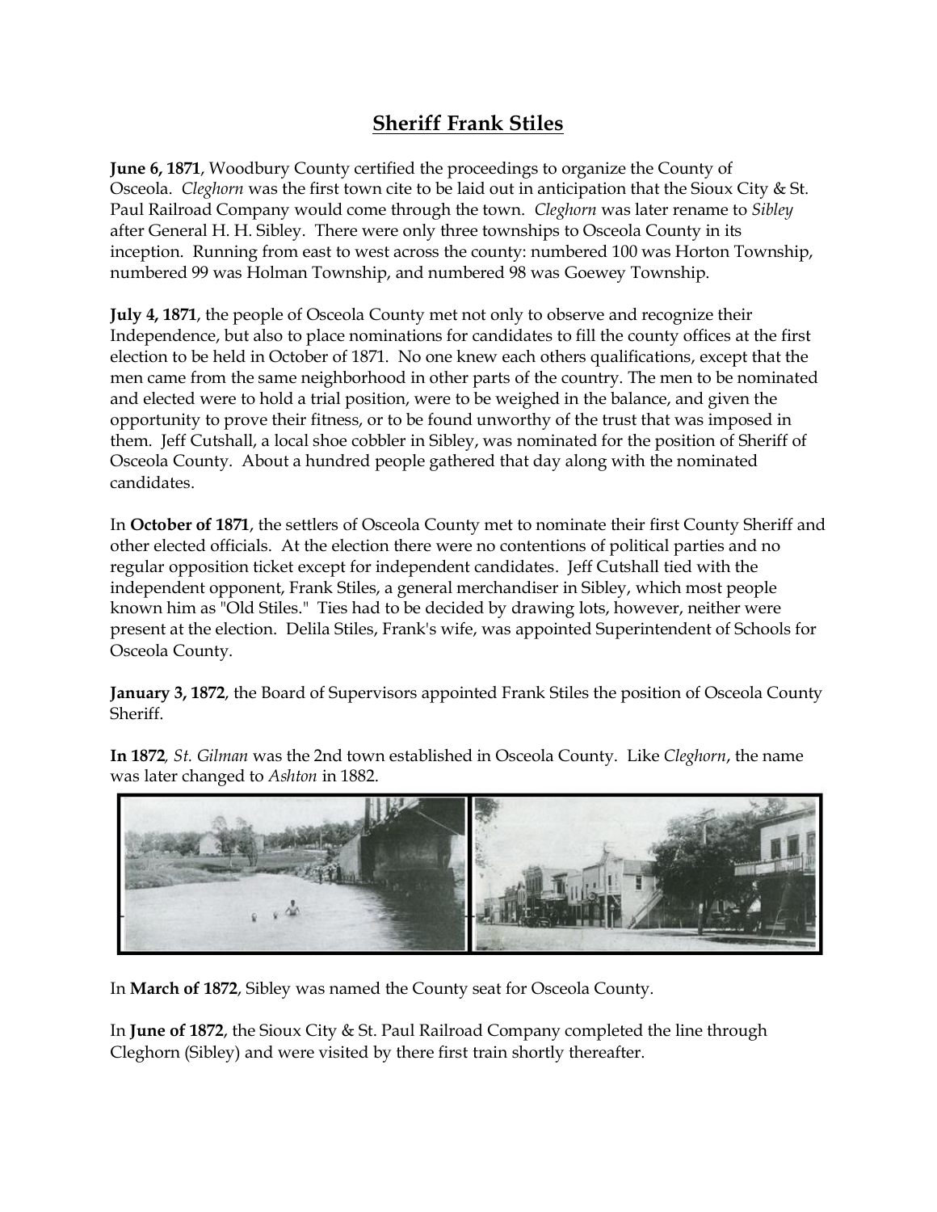# Sheriff Frank Stiles

**June 6, 1871**, Woodbury County certified the proceedings to organize the County of Osceola. *Cleghorn* was the first town cite to be laid out in anticipation that the Sioux City & St. Paul Railroad Company would come through the town. *Cleghorn* was later rename to *Sibley* after General H. H. Sibley. There were only three townships to Osceola County in its inception. Running from east to west across the county: numbered 100 was Horton Township, numbered 99 was Holman Township, and numbered 98 was Goewey Township.

**July 4, 1871**, the people of Osceola County met not only to observe and recognize their Independence, but also to place nominations for candidates to fill the county offices at the first election to be held in October of 1871. No one knew each others qualifications, except that the men came from the same neighborhood in other parts of the country. The men to be nominated and elected were to hold a trial position, were to be weighed in the balance, and given the opportunity to prove their fitness, or to be found unworthy of the trust that was imposed in them. Jeff Cutshall, a local shoe cobbler in Sibley, was nominated for the position of Sheriff of Osceola County. About a hundred people gathered that day along with the nominated candidates.

In **October of 1871**, the settlers of Osceola County met to nominate their first County Sheriff and other elected officials. At the election there were no contentions of political parties and no regular opposition ticket except for independent candidates. Jeff Cutshall tied with the independent opponent, Frank Stiles, a general merchandiser in Sibley, which most people known him as "Old Stiles." Ties had to be decided by drawing lots, however, neither were present at the election. Delila Stiles, Frank's wife, was appointed Superintendent of Schools for Osceola County.

**January 3, 1872**, the Board of Supervisors appointed Frank Stiles the position of Osceola County Sheriff.

**In 1872**, *St. Gilman* was the 2nd town established in Osceola County. Like *Cleghorn*, the name was later changed to *Ashton* in 1882.

In **March of 1872**, Sibley was named the County seat for Osceola County.

In **June of 1872**, the Sioux City & St. Paul Railroad Company completed the line through Cleghorn (Sibley) and were visited by there first train shortly thereafter.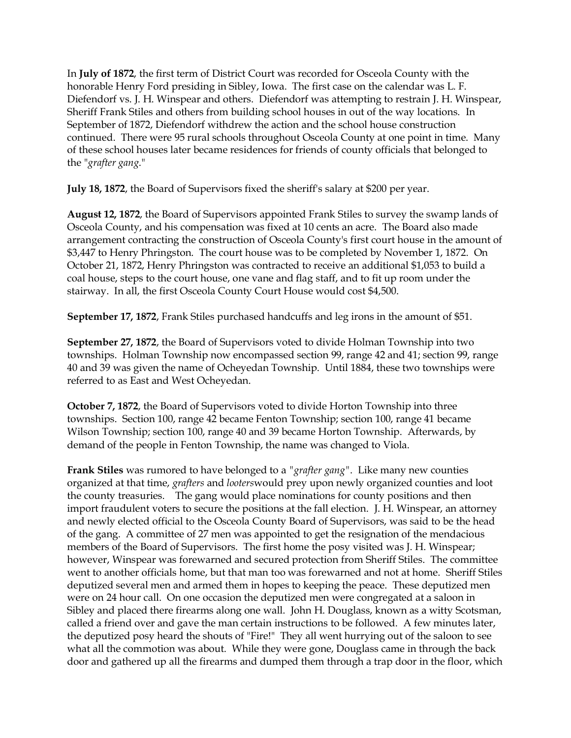In **July of 1872**, the first term of District Court was recorded for Osceola County with the honorable Henry Ford presiding in Sibley, Iowa. The first case on the calendar was L. F. Diefendorf vs. J. H. Winspear and others. Diefendorf was attempting to restrain J. H. Winspear, Sheriff Frank Stiles and others from building school houses in out of the way locations. In September of 1872, Diefendorf withdrew the action and the school house construction continued. There were 95 rural schools throughout Osceola County at one point in time. Many of these school houses later became residences for friends of county officials that belonged to the "*grafter gang*."

**July 18, 1872**, the Board of Supervisors fixed the sheriff's salary at $200 per year.

**August 12, 1872**, the Board of Supervisors appointed Frank Stiles to survey the swamp lands of Osceola County, and his compensation was fixed at 10 cents an acre. The Board also made arrangement contracting the construction of Osceola County's first court house in the amount of $3,447 to Henry Phringston. The court house was to be completed by November 1, 1872. On October 21, 1872, Henry Phringston was contracted to receive an additional $1,053 to build a coal house, steps to the court house, one vane and flag staff, and to fit up room under the stairway. In all, the first Osceola County Court House would cost $4,500.

**September 17, 1872**, Frank Stiles purchased handcuffs and leg irons in the amount of $51.

**September 27, 1872**, the Board of Supervisors voted to divide Holman Township into two townships. Holman Township now encompassed section 99, range 42 and 41; section 99, range 40 and 39 was given the name of Ocheyedan Township. Until 1884, these two townships were referred to as East and West Ocheyedan.

**October 7, 1872**, the Board of Supervisors voted to divide Horton Township into three townships. Section 100, range 42 became Fenton Township; section 100, range 41 became Wilson Township; section 100, range 40 and 39 became Horton Township. Afterwards, by demand of the people in Fenton Township, the name was changed to Viola.

**Frank Stiles** was rumored to have belonged to a "*grafter gang*". Like many new counties organized at that time, *grafters* and *looters*would prey upon newly organized counties and loot the county treasuries. The gang would place nominations for county positions and then import fraudulent voters to secure the positions at the fall election. J. H. Winspear, an attorney and newly elected official to the Osceola County Board of Supervisors, was said to be the head of the gang. A committee of 27 men was appointed to get the resignation of the mendacious members of the Board of Supervisors. The first home the posy visited was J. H. Winspear; however, Winspear was forewarned and secured protection from Sheriff Stiles. The committee went to another officials home, but that man too was forewarned and not at home. Sheriff Stiles deputized several men and armed them in hopes to keeping the peace. These deputized men were on 24 hour call. On one occasion the deputized men were congregated at a saloon in Sibley and placed there firearms along one wall. John H. Douglass, known as a witty Scotsman, called a friend over and gave the man certain instructions to be followed. A few minutes later, the deputized posy heard the shouts of "Fire!" They all went hurrying out of the saloon to see what all the commotion was about. While they were gone, Douglass came in through the back door and gathered up all the firearms and dumped them through a trap door in the floor, which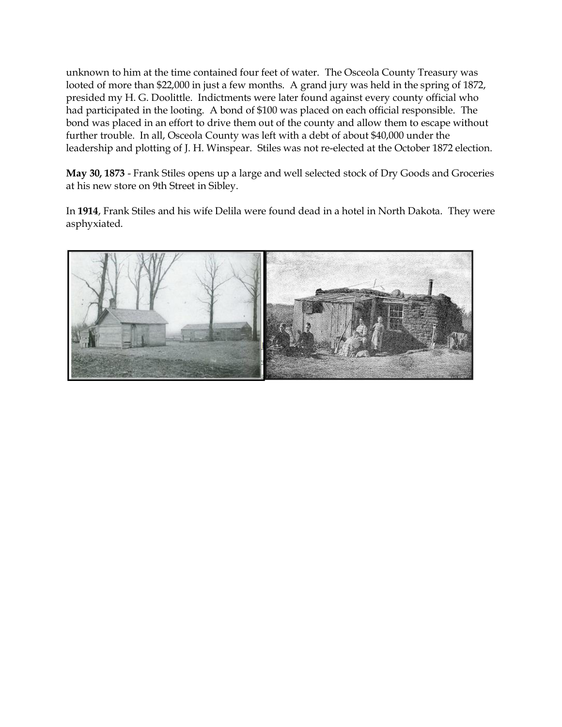unknown to him at the time contained four feet of water. The Osceola County Treasury was looted of more than $22,000 in just a few months. A grand jury was held in the spring of 1872, presided my H. G. Doolittle. Indictments were later found against every county official who had participated in the looting. A bond of $100 was placed on each official responsible. The bond was placed in an effort to drive them out of the county and allow them to escape without further trouble. In all, Osceola County was left with a debt of about $40,000 under the leadership and plotting of J. H. Winspear. Stiles was not re-elected at the October 1872 election.

**May 30, 1873** - Frank Stiles opens up a large and well selected stock of Dry Goods and Groceries at his new store on 9th Street in Sibley.

In **1914**, Frank Stiles and his wife Delila were found dead in a hotel in North Dakota. They were asphyxiated.